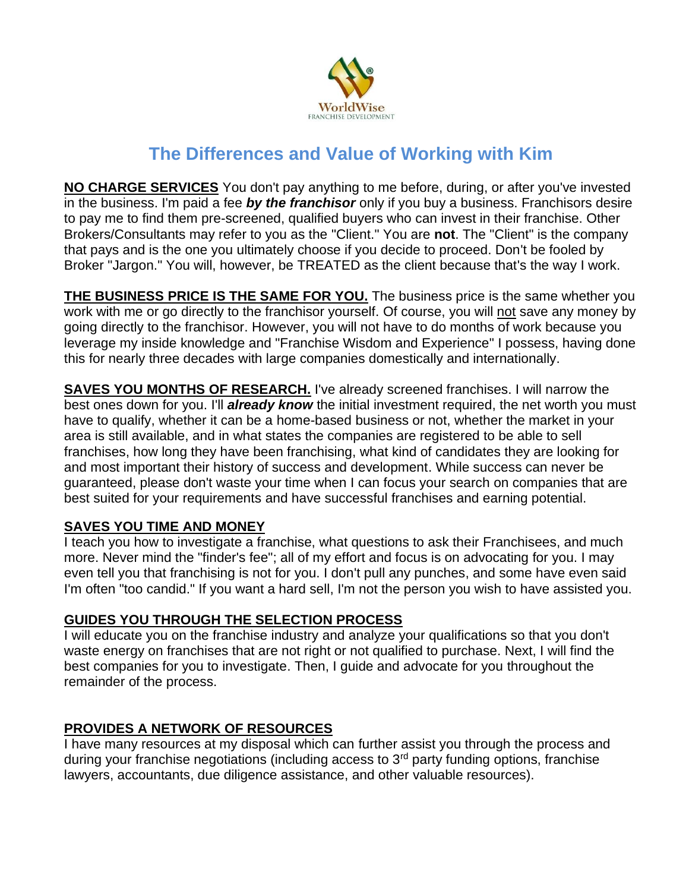WorldWise
FRANCHISE DEVELOPMENT

# The Differences and Value of Working with Kim

**NO CHARGE SERVICES** You don't pay anything to me before, during, or after you've invested in the business. I'm paid a fee ***by the franchisor*** only if you buy a business. Franchisors desire to pay me to find them pre-screened, qualified buyers who can invest in their franchise. Other Brokers/Consultants may refer to you as the "Client." You are **not**. The "Client" is the company that pays and is the one you ultimately choose if you decide to proceed. Don't be fooled by Broker "Jargon." You will, however, be TREATED as the client because that's the way I work.

**THE BUSINESS PRICE IS THE SAME FOR YOU.** The business price is the same whether you work with me or go directly to the franchisor yourself. Of course, you will not save any money by going directly to the franchisor. However, you will not have to do months of work because you leverage my inside knowledge and "Franchise Wisdom and Experience" I possess, having done this for nearly three decades with large companies domestically and internationally.

**SAVES YOU MONTHS OF RESEARCH.** I've already screened franchises. I will narrow the best ones down for you. I'll ***already know*** the initial investment required, the net worth you must have to qualify, whether it can be a home-based business or not, whether the market in your area is still available, and in what states the companies are registered to be able to sell franchises, how long they have been franchising, what kind of candidates they are looking for and most important their history of success and development. While success can never be guaranteed, please don't waste your time when I can focus your search on companies that are best suited for your requirements and have successful franchises and earning potential.

**SAVES YOU TIME AND MONEY**

I teach you how to investigate a franchise, what questions to ask their Franchisees, and much more. Never mind the "finder's fee"; all of my effort and focus is on advocating for you. I may even tell you that franchising is not for you. I don't pull any punches, and some have even said I'm often "too candid." If you want a hard sell, I'm not the person you wish to have assisted you.

**GUIDES YOU THROUGH THE SELECTION PROCESS**

I will educate you on the franchise industry and analyze your qualifications so that you don't waste energy on franchises that are not right or not qualified to purchase. Next, I will find the best companies for you to investigate. Then, I guide and advocate for you throughout the remainder of the process.

**PROVIDES A NETWORK OF RESOURCES**

I have many resources at my disposal which can further assist you through the process and during your franchise negotiations (including access to 3rd party funding options, franchise lawyers, accountants, due diligence assistance, and other valuable resources).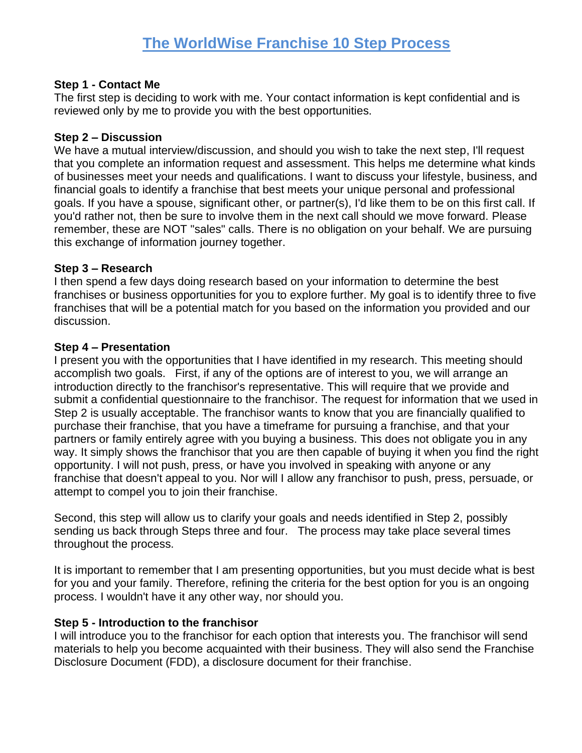# The WorldWise Franchise 10 Step Process

**Step 1 - Contact Me**
The first step is deciding to work with me. Your contact information is kept confidential and is reviewed only by me to provide you with the best opportunities.

**Step 2 – Discussion**
We have a mutual interview/discussion, and should you wish to take the next step, I'll request that you complete an information request and assessment. This helps me determine what kinds of businesses meet your needs and qualifications. I want to discuss your lifestyle, business, and financial goals to identify a franchise that best meets your unique personal and professional goals. If you have a spouse, significant other, or partner(s), I'd like them to be on this first call. If you'd rather not, then be sure to involve them in the next call should we move forward. Please remember, these are NOT "sales" calls. There is no obligation on your behalf. We are pursuing this exchange of information journey together.

**Step 3 – Research**
I then spend a few days doing research based on your information to determine the best franchises or business opportunities for you to explore further. My goal is to identify three to five franchises that will be a potential match for you based on the information you provided and our discussion.

**Step 4 – Presentation**
I present you with the opportunities that I have identified in my research. This meeting should accomplish two goals. First, if any of the options are of interest to you, we will arrange an introduction directly to the franchisor's representative. This will require that we provide and submit a confidential questionnaire to the franchisor. The request for information that we used in Step 2 is usually acceptable. The franchisor wants to know that you are financially qualified to purchase their franchise, that you have a timeframe for pursuing a franchise, and that your partners or family entirely agree with you buying a business. This does not obligate you in any way. It simply shows the franchisor that you are then capable of buying it when you find the right opportunity. I will not push, press, or have you involved in speaking with anyone or any franchise that doesn't appeal to you. Nor will I allow any franchisor to push, press, persuade, or attempt to compel you to join their franchise.

Second, this step will allow us to clarify your goals and needs identified in Step 2, possibly sending us back through Steps three and four. The process may take place several times throughout the process.

It is important to remember that I am presenting opportunities, but you must decide what is best for you and your family. Therefore, refining the criteria for the best option for you is an ongoing process. I wouldn't have it any other way, nor should you.

**Step 5 - Introduction to the franchisor**
I will introduce you to the franchisor for each option that interests you. The franchisor will send materials to help you become acquainted with their business. They will also send the Franchise Disclosure Document (FDD), a disclosure document for their franchise.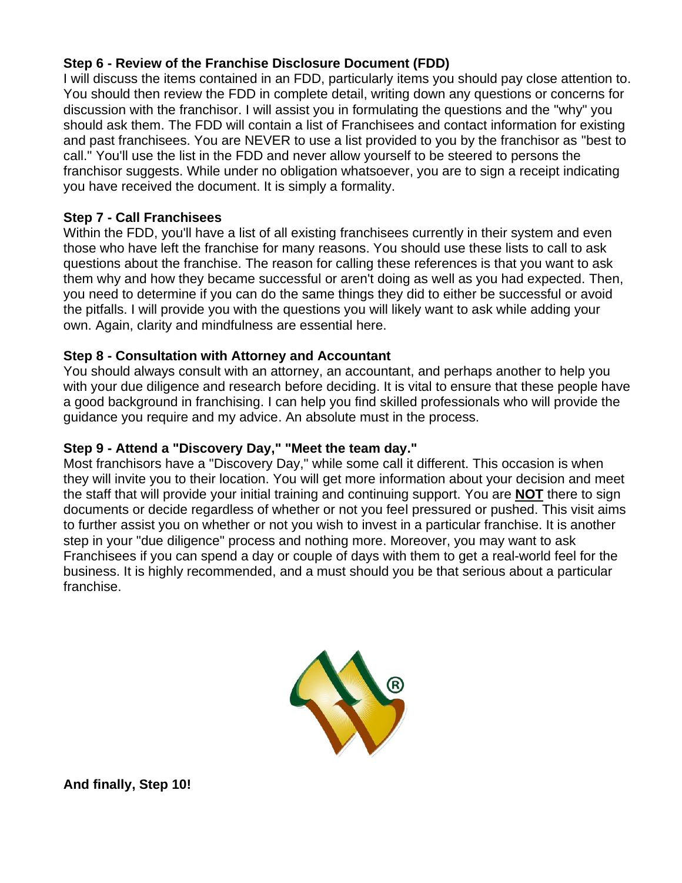**Step 6 - Review of the Franchise Disclosure Document (FDD)**
I will discuss the items contained in an FDD, particularly items you should pay close attention to. You should then review the FDD in complete detail, writing down any questions or concerns for discussion with the franchisor. I will assist you in formulating the questions and the "why" you should ask them. The FDD will contain a list of Franchisees and contact information for existing and past franchisees. You are NEVER to use a list provided to you by the franchisor as "best to call." You'll use the list in the FDD and never allow yourself to be steered to persons the franchisor suggests. While under no obligation whatsoever, you are to sign a receipt indicating you have received the document. It is simply a formality.

**Step 7 - Call Franchisees**
Within the FDD, you'll have a list of all existing franchisees currently in their system and even those who have left the franchise for many reasons. You should use these lists to call to ask questions about the franchise. The reason for calling these references is that you want to ask them why and how they became successful or aren't doing as well as you had expected. Then, you need to determine if you can do the same things they did to either be successful or avoid the pitfalls. I will provide you with the questions you will likely want to ask while adding your own. Again, clarity and mindfulness are essential here.

**Step 8 - Consultation with Attorney and Accountant**
You should always consult with an attorney, an accountant, and perhaps another to help you with your due diligence and research before deciding. It is vital to ensure that these people have a good background in franchising. I can help you find skilled professionals who will provide the guidance you require and my advice. An absolute must in the process.

**Step 9 - Attend a "Discovery Day," "Meet the team day."**
Most franchisors have a "Discovery Day," while some call it different. This occasion is when they will invite you to their location. You will get more information about your decision and meet the staff that will provide your initial training and continuing support. You are **NOT** there to sign documents or decide regardless of whether or not you feel pressured or pushed. This visit aims to further assist you on whether or not you wish to invest in a particular franchise. It is another step in your "due diligence" process and nothing more. Moreover, you may want to ask Franchisees if you can spend a day or couple of days with them to get a real-world feel for the business. It is highly recommended, and a must should you be that serious about a particular franchise.

**And finally, Step 10!**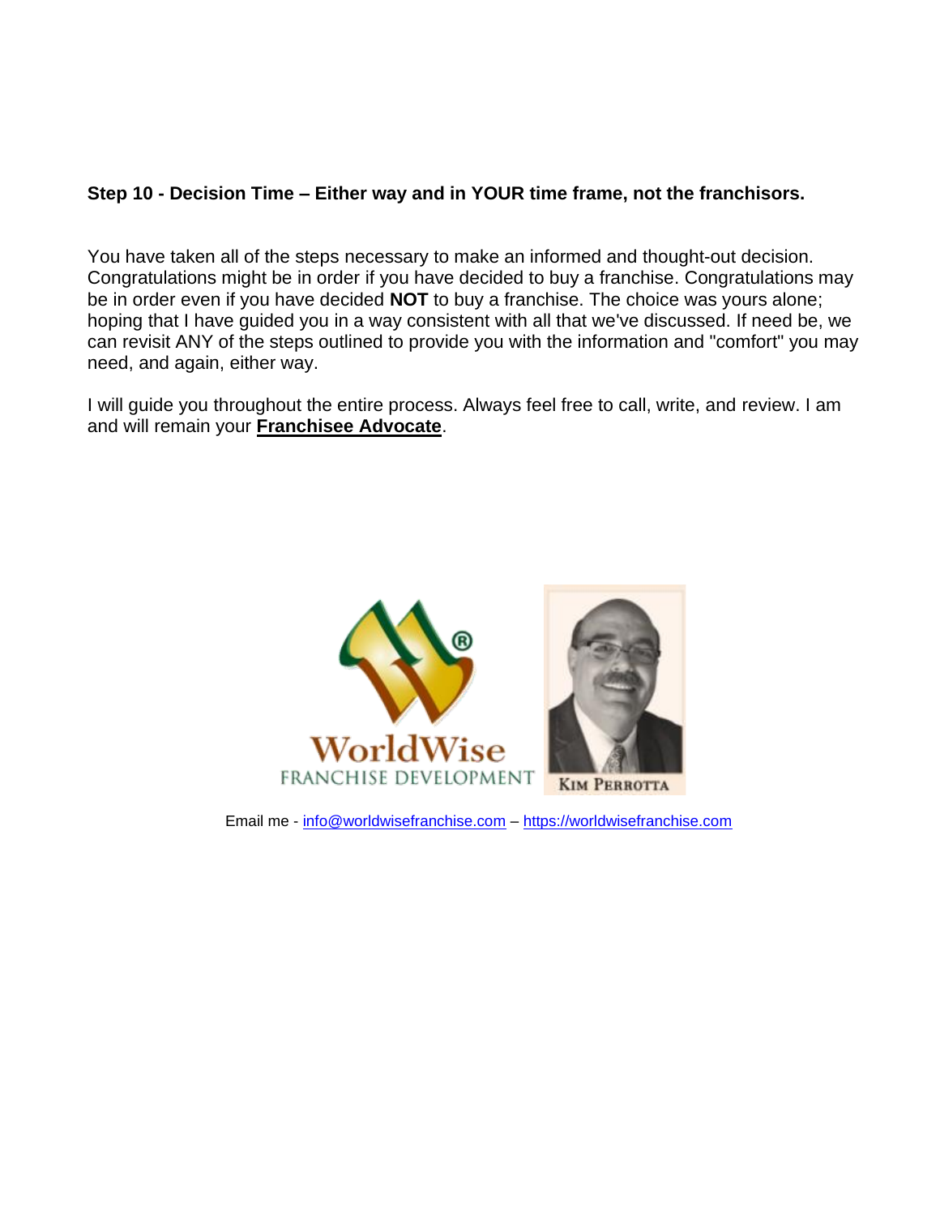**Step 10 - Decision Time – Either way and in YOUR time frame, not the franchisors.**

You have taken all of the steps necessary to make an informed and thought-out decision. Congratulations might be in order if you have decided to buy a franchise. Congratulations may be in order even if you have decided **NOT** to buy a franchise. The choice was yours alone; hoping that I have guided you in a way consistent with all that we've discussed. If need be, we can revisit ANY of the steps outlined to provide you with the information and "comfort" you may need, and again, either way.

I will guide you throughout the entire process. Always feel free to call, write, and review. I am and will remain your **Franchisee Advocate**.

WorldWise FRANCHISE DEVELOPMENT

KIM PERROTTA

Email me - info@worldwisefranchise.com – https://worldwisefranchise.com